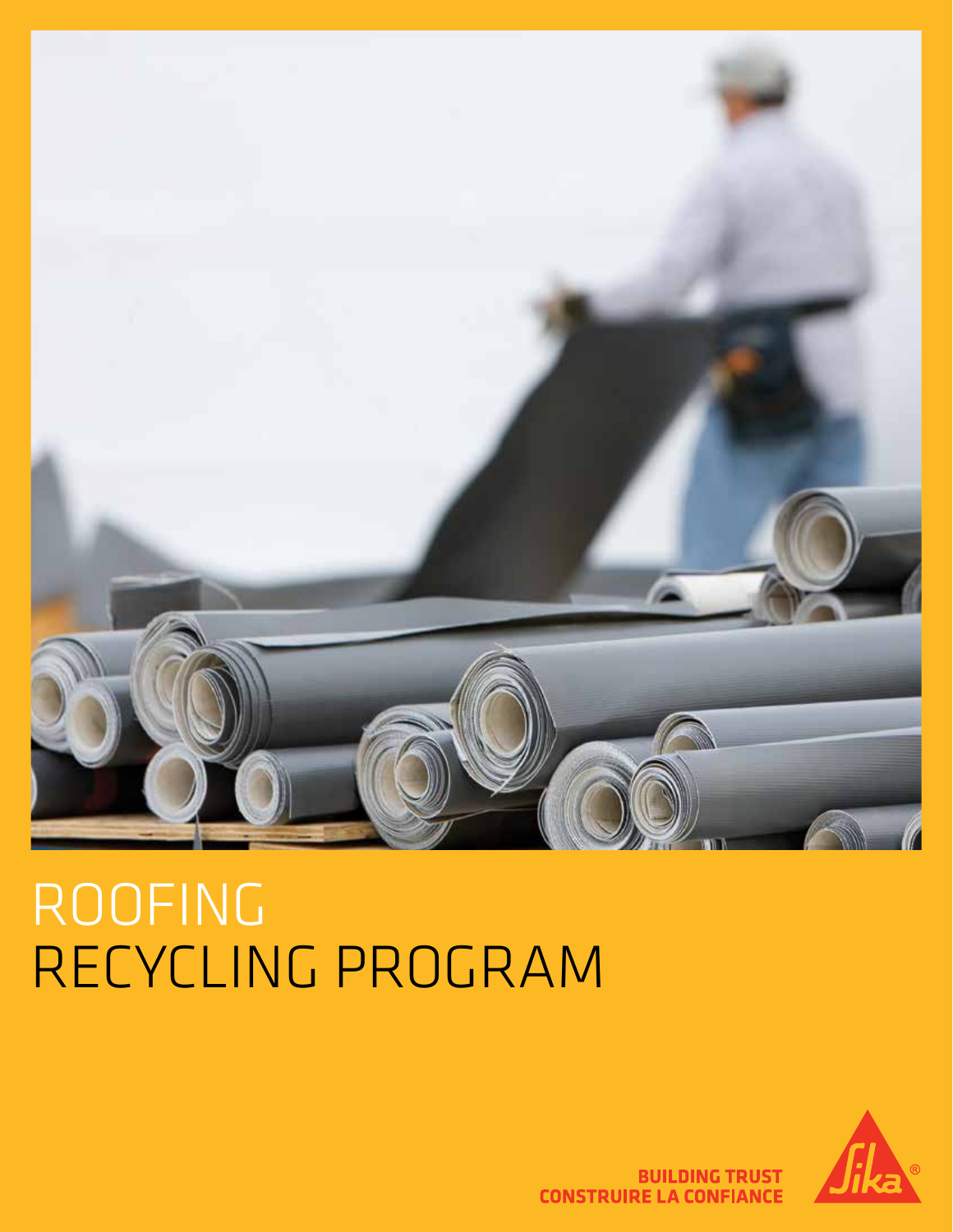# ROOFING RECYCLING PROGRAM

**BUILDING TRUST**
**CONSTRUIRE LA CONFIANCE**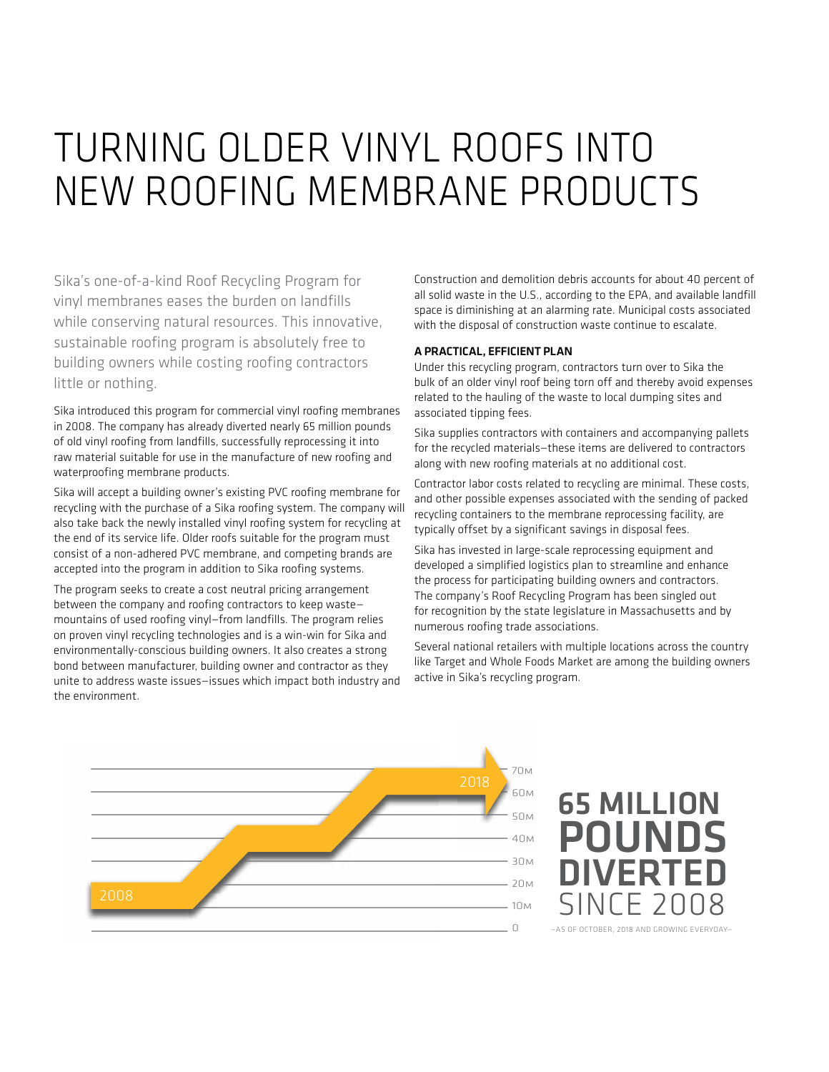# TURNING OLDER VINYL ROOFS INTO NEW ROOFING MEMBRANE PRODUCTS

Sika's one-of-a-kind Roof Recycling Program for vinyl membranes eases the burden on landfills while conserving natural resources. This innovative, sustainable roofing program is absolutely free to building owners while costing roofing contractors little or nothing.

Sika introduced this program for commercial vinyl roofing membranes in 2008. The company has already diverted nearly 65 million pounds of old vinyl roofing from landfills, successfully reprocessing it into raw material suitable for use in the manufacture of new roofing and waterproofing membrane products.

Sika will accept a building owner's existing PVC roofing membrane for recycling with the purchase of a Sika roofing system. The company will also take back the newly installed vinyl roofing system for recycling at the end of its service life. Older roofs suitable for the program must consist of a non-adhered PVC membrane, and competing brands are accepted into the program in addition to Sika roofing systems.

The program seeks to create a cost neutral pricing arrangement between the company and roofing contractors to keep waste—mountains of used roofing vinyl—from landfills. The program relies on proven vinyl recycling technologies and is a win-win for Sika and environmentally-conscious building owners. It also creates a strong bond between manufacturer, building owner and contractor as they unite to address waste issues—issues which impact both industry and the environment.

Construction and demolition debris accounts for about 40 percent of all solid waste in the U.S., according to the EPA, and available landfill space is diminishing at an alarming rate. Municipal costs associated with the disposal of construction waste continue to escalate.

**A PRACTICAL, EFFICIENT PLAN**

Under this recycling program, contractors turn over to Sika the bulk of an older vinyl roof being torn off and thereby avoid expenses related to the hauling of the waste to local dumping sites and associated tipping fees.

Sika supplies contractors with containers and accompanying pallets for the recycled materials—these items are delivered to contractors along with new roofing materials at no additional cost.

Contractor labor costs related to recycling are minimal. These costs, and other possible expenses associated with the sending of packed recycling containers to the membrane reprocessing facility, are typically offset by a significant savings in disposal fees.

Sika has invested in large-scale reprocessing equipment and developed a simplified logistics plan to streamline and enhance the process for participating building owners and contractors. The company's Roof Recycling Program has been singled out for recognition by the state legislature in Massachusetts and by numerous roofing trade associations.

Several national retailers with multiple locations across the country like Target and Whole Foods Market are among the building owners active in Sika's recycling program.

2008 — 2018 (0 – 70M)

**65 MILLION POUNDS DIVERTED** SINCE 2008

—AS OF OCTOBER, 2018 AND GROWING EVERYDAY—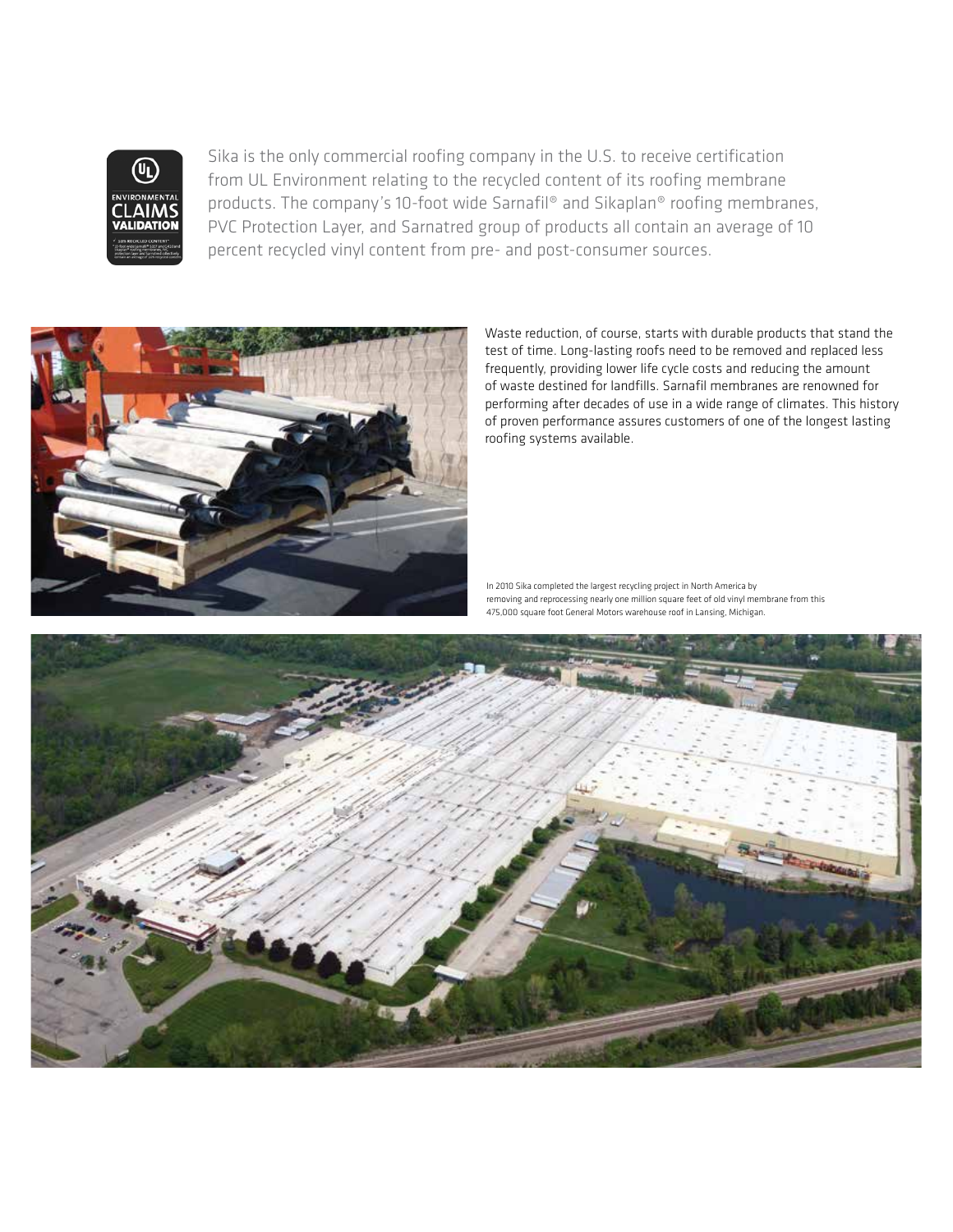Sika is the only commercial roofing company in the U.S. to receive certification from UL Environment relating to the recycled content of its roofing membrane products. The company's 10-foot wide Sarnafil® and Sikaplan® roofing membranes, PVC Protection Layer, and Sarnatred group of products all contain an average of 10 percent recycled vinyl content from pre- and post-consumer sources.

Waste reduction, of course, starts with durable products that stand the test of time. Long-lasting roofs need to be removed and replaced less frequently, providing lower life cycle costs and reducing the amount of waste destined for landfills. Sarnafil membranes are renowned for performing after decades of use in a wide range of climates. This history of proven performance assures customers of one of the longest lasting roofing systems available.

In 2010 Sika completed the largest recycling project in North America by removing and reprocessing nearly one million square feet of old vinyl membrane from this 475,000 square foot General Motors warehouse roof in Lansing, Michigan.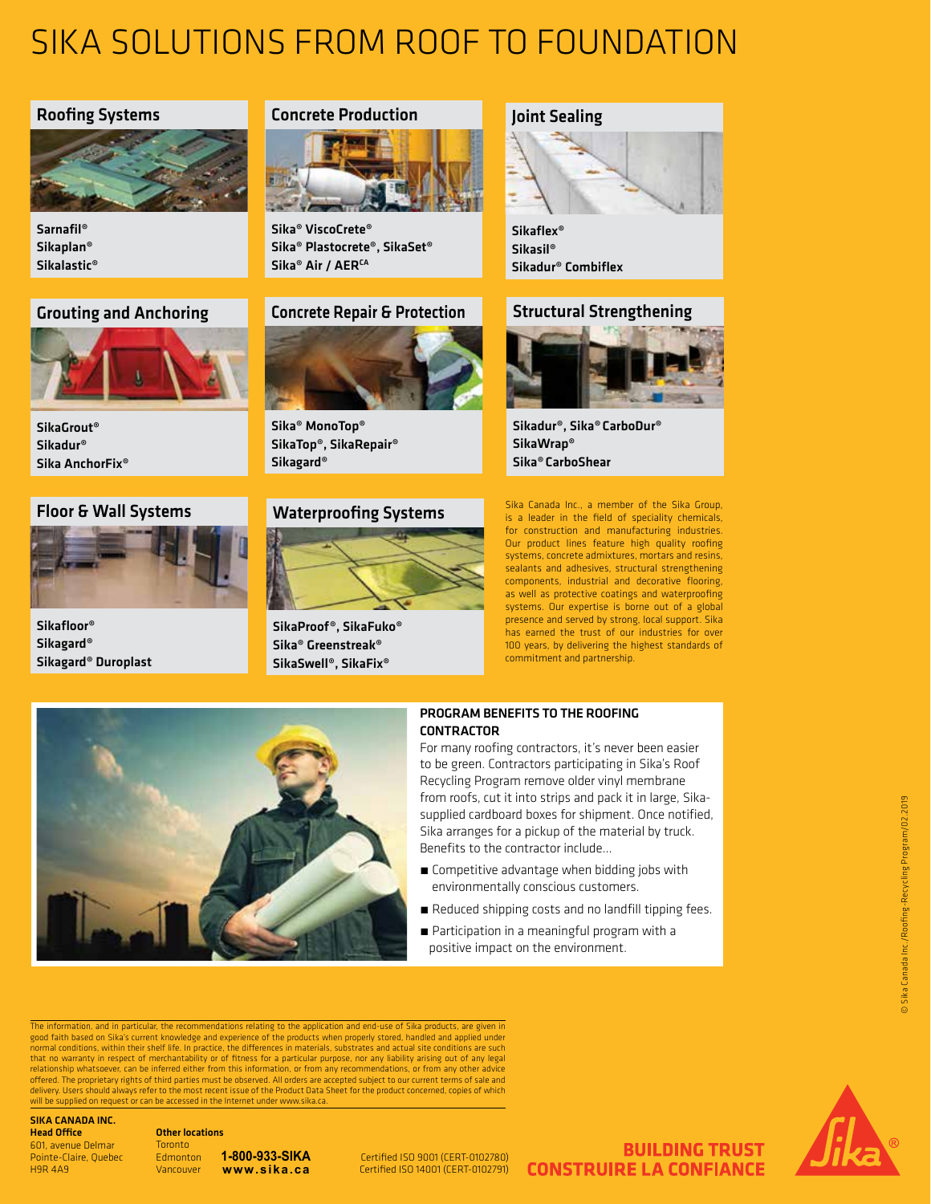# SIKA SOLUTIONS FROM ROOF TO FOUNDATION

## Roofing Systems

**Sarnafil®**
**Sikaplan®**
**Sikalastic®**

## Concrete Production

**Sika® ViscoCrete®**
**Sika® Plastocrete®, SikaSet®**
**Sika® Air / AER[CA]**

## Joint Sealing

**Sikaflex®**
**Sikasil®**
**Sikadur® Combiflex**

## Grouting and Anchoring

**SikaGrout®**
**Sikadur®**
**Sika AnchorFix®**

## Concrete Repair & Protection

**Sika® MonoTop®**
**SikaTop®, SikaRepair®**
**Sikagard®**

## Structural Strengthening

**Sikadur®, Sika® CarboDur®**
**SikaWrap®**
**Sika® CarboShear**

## Floor & Wall Systems

**Sikafloor®**
**Sikagard®**
**Sikagard® Duroplast**

## Waterproofing Systems

**SikaProof®, SikaFuko®**
**Sika® Greenstreak®**
**SikaSwell®, SikaFix®**

Sika Canada Inc., a member of the Sika Group, is a leader in the field of speciality chemicals, for construction and manufacturing industries. Our product lines feature high quality roofing systems, concrete admixtures, mortars and resins, sealants and adhesives, structural strengthening components, industrial and decorative flooring, as well as protective coatings and waterproofing systems. Our expertise is borne out of a global presence and served by strong, local support. Sika has earned the trust of our industries for over 100 years, by delivering the highest standards of commitment and partnership.

### PROGRAM BENEFITS TO THE ROOFING CONTRACTOR

For many roofing contractors, it's never been easier to be green. Contractors participating in Sika's Roof Recycling Program remove older vinyl membrane from roofs, cut it into strips and pack it in large, Sika-supplied cardboard boxes for shipment. Once notified, Sika arranges for a pickup of the material by truck. Benefits to the contractor include...

- Competitive advantage when bidding jobs with environmentally conscious customers.
- Reduced shipping costs and no landfill tipping fees.
- Participation in a meaningful program with a positive impact on the environment.

© Sika Canada Inc./Roofing-Recycling Program/02.2019

The information, and in particular, the recommendations relating to the application and end-use of Sika products, are given in good faith based on Sika's current knowledge and experience of the products when properly stored, handled and applied under normal conditions, within their shelf life. In practice, the differences in materials, substrates and actual site conditions are such that no warranty in respect of merchantability or of fitness for a particular purpose, nor any liability arising out of any legal relationship whatsoever, can be inferred either from this information, or from any recommendations, or from any other advice offered. The proprietary rights of third parties must be observed. All orders are accepted subject to our current terms of sale and delivery. Users should always refer to the most recent issue of the Product Data Sheet for the product concerned, copies of which will be supplied on request or can be accessed in the Internet under www.sika.ca.

**SIKA CANADA INC.**
**Head Office**
601, avenue Delmar
Pointe-Claire, Quebec
H9R 4A9

**Other locations**
Toronto
Edmonton
Vancouver

**1-800-933-SIKA**
**www.sika.ca**

Certified ISO 9001 (CERT-0102780)
Certified ISO 14001 (CERT-0102791)

**BUILDING TRUST**
**CONSTRUIRE LA CONFIANCE**